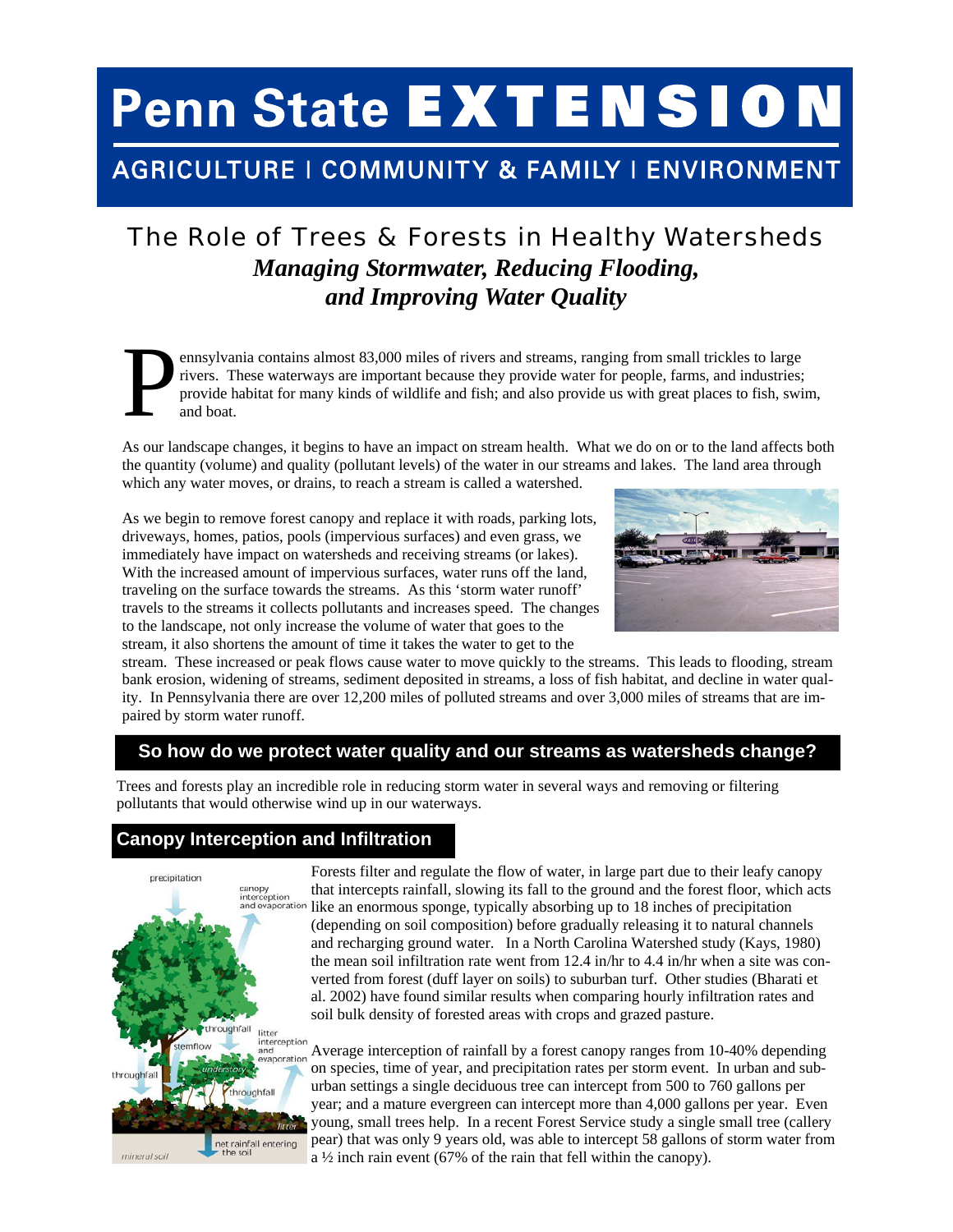# Penn State EXTENSION

AGRICULTURE | COMMUNITY & FAMILY | ENVIRONMENT

## The Role of Trees & Forests in Healthy Watersheds

### *Managing Stormwater, Reducing Flooding, and Improving Water Quality*

Pennsylvania contains almost 83,000 miles of rivers and streams, ranging from small trickles to large rivers. These waterways are important because they provide water for people, farms, and industries; provide habitat for many kinds of wildlife and fish; and also provide us with great places to fish, swim, and boat.

As our landscape changes, it begins to have an impact on stream health. What we do on or to the land affects both the quantity (volume) and quality (pollutant levels) of the water in our streams and lakes. The land area through which any water moves, or drains, to reach a stream is called a watershed.

As we begin to remove forest canopy and replace it with roads, parking lots, driveways, homes, patios, pools (impervious surfaces) and even grass, we immediately have impact on watersheds and receiving streams (or lakes). With the increased amount of impervious surfaces, water runs off the land, traveling on the surface towards the streams. As this 'storm water runoff' travels to the streams it collects pollutants and increases speed. The changes to the landscape, not only increase the volume of water that goes to the stream, it also shortens the amount of time it takes the water to get to the stream. These increased or peak flows cause water to move quickly to the streams. This leads to flooding, stream bank erosion, widening of streams, sediment deposited in streams, a loss of fish habitat, and decline in water quality. In Pennsylvania there are over 12,200 miles of polluted streams and over 3,000 miles of streams that are impaired by storm water runoff.

## So how do we protect water quality and our streams as watersheds change?

Trees and forests play an incredible role in reducing storm water in several ways and removing or filtering pollutants that would otherwise wind up in our waterways.

## Canopy Interception and Infiltration

Forests filter and regulate the flow of water, in large part due to their leafy canopy that intercepts rainfall, slowing its fall to the ground and the forest floor, which acts like an enormous sponge, typically absorbing up to 18 inches of precipitation (depending on soil composition) before gradually releasing it to natural channels and recharging ground water. In a North Carolina Watershed study (Kays, 1980) the mean soil infiltration rate went from 12.4 in/hr to 4.4 in/hr when a site was converted from forest (duff layer on soils) to suburban turf. Other studies (Bharati et al. 2002) have found similar results when comparing hourly infiltration rates and soil bulk density of forested areas with crops and grazed pasture.

Average interception of rainfall by a forest canopy ranges from 10-40% depending on species, time of year, and precipitation rates per storm event. In urban and suburban settings a single deciduous tree can intercept from 500 to 760 gallons per year; and a mature evergreen can intercept more than 4,000 gallons per year. Even young, small trees help. In a recent Forest Service study a single small tree (callery pear) that was only 9 years old, was able to intercept 58 gallons of storm water from a ½ inch rain event (67% of the rain that fell within the canopy).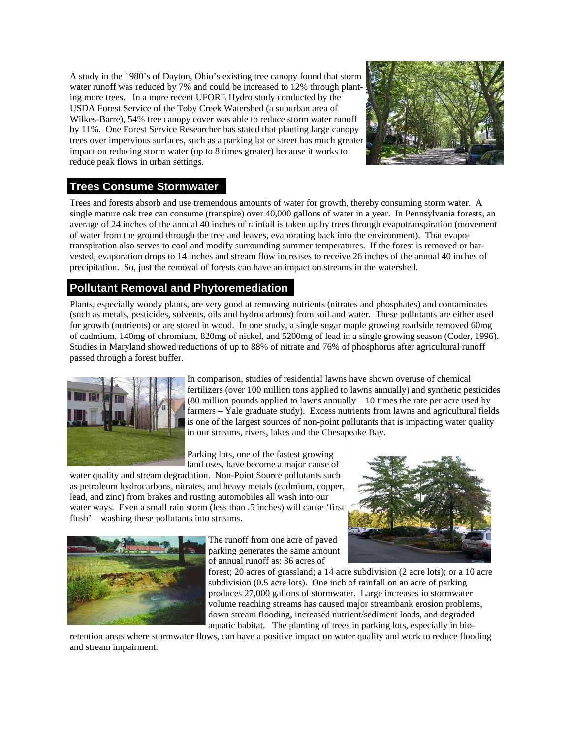A study in the 1980's of Dayton, Ohio's existing tree canopy found that storm water runoff was reduced by 7% and could be increased to 12% through planting more trees. In a more recent UFORE Hydro study conducted by the USDA Forest Service of the Toby Creek Watershed (a suburban area of Wilkes-Barre), 54% tree canopy cover was able to reduce storm water runoff by 11%. One Forest Service Researcher has stated that planting large canopy trees over impervious surfaces, such as a parking lot or street has much greater impact on reducing storm water (up to 8 times greater) because it works to reduce peak flows in urban settings.

## Trees Consume Stormwater

Trees and forests absorb and use tremendous amounts of water for growth, thereby consuming storm water. A single mature oak tree can consume (transpire) over 40,000 gallons of water in a year. In Pennsylvania forests, an average of 24 inches of the annual 40 inches of rainfall is taken up by trees through evapotranspiration (movement of water from the ground through the tree and leaves, evaporating back into the environment). That evapotranspiration also serves to cool and modify surrounding summer temperatures. If the forest is removed or harvested, evaporation drops to 14 inches and stream flow increases to receive 26 inches of the annual 40 inches of precipitation. So, just the removal of forests can have an impact on streams in the watershed.

## Pollutant Removal and Phytoremediation

Plants, especially woody plants, are very good at removing nutrients (nitrates and phosphates) and contaminates (such as metals, pesticides, solvents, oils and hydrocarbons) from soil and water. These pollutants are either used for growth (nutrients) or are stored in wood. In one study, a single sugar maple growing roadside removed 60mg of cadmium, 140mg of chromium, 820mg of nickel, and 5200mg of lead in a single growing season (Coder, 1996). Studies in Maryland showed reductions of up to 88% of nitrate and 76% of phosphorus after agricultural runoff passed through a forest buffer.

In comparison, studies of residential lawns have shown overuse of chemical fertilizers (over 100 million tons applied to lawns annually) and synthetic pesticides (80 million pounds applied to lawns annually – 10 times the rate per acre used by farmers – Yale graduate study). Excess nutrients from lawns and agricultural fields is one of the largest sources of non-point pollutants that is impacting water quality in our streams, rivers, lakes and the Chesapeake Bay.

Parking lots, one of the fastest growing land uses, have become a major cause of water quality and stream degradation. Non-Point Source pollutants such as petroleum hydrocarbons, nitrates, and heavy metals (cadmium, copper, lead, and zinc) from brakes and rusting automobiles all wash into our water ways. Even a small rain storm (less than .5 inches) will cause 'first flush' – washing these pollutants into streams.

The runoff from one acre of paved parking generates the same amount of annual runoff as: 36 acres of forest; 20 acres of grassland; a 14 acre subdivision (2 acre lots); or a 10 acre subdivision (0.5 acre lots). One inch of rainfall on an acre of parking produces 27,000 gallons of stormwater. Large increases in stormwater volume reaching streams has caused major streambank erosion problems, down stream flooding, increased nutrient/sediment loads, and degraded aquatic habitat. The planting of trees in parking lots, especially in bio-retention areas where stormwater flows, can have a positive impact on water quality and work to reduce flooding and stream impairment.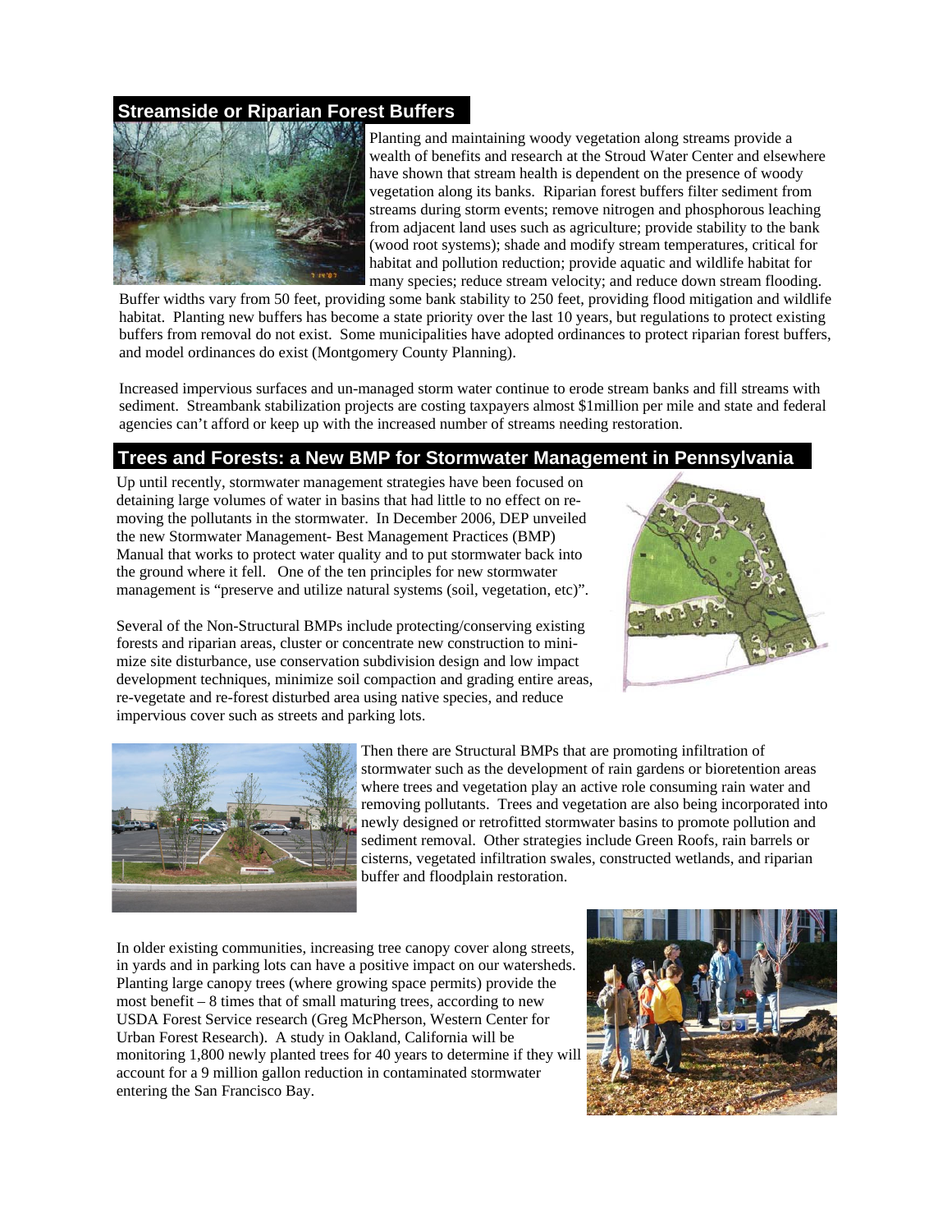## Streamside or Riparian Forest Buffers

Planting and maintaining woody vegetation along streams provide a wealth of benefits and research at the Stroud Water Center and elsewhere have shown that stream health is dependent on the presence of woody vegetation along its banks. Riparian forest buffers filter sediment from streams during storm events; remove nitrogen and phosphorous leaching from adjacent land uses such as agriculture; provide stability to the bank (wood root systems); shade and modify stream temperatures, critical for habitat and pollution reduction; provide aquatic and wildlife habitat for many species; reduce stream velocity; and reduce down stream flooding. Buffer widths vary from 50 feet, providing some bank stability to 250 feet, providing flood mitigation and wildlife habitat. Planting new buffers has become a state priority over the last 10 years, but regulations to protect existing buffers from removal do not exist. Some municipalities have adopted ordinances to protect riparian forest buffers, and model ordinances do exist (Montgomery County Planning).

Increased impervious surfaces and un-managed storm water continue to erode stream banks and fill streams with sediment. Streambank stabilization projects are costing taxpayers almost $1million per mile and state and federal agencies can't afford or keep up with the increased number of streams needing restoration.

## Trees and Forests: a New BMP for Stormwater Management in Pennsylvania

Up until recently, stormwater management strategies have been focused on detaining large volumes of water in basins that had little to no effect on removing the pollutants in the stormwater. In December 2006, DEP unveiled the new Stormwater Management- Best Management Practices (BMP) Manual that works to protect water quality and to put stormwater back into the ground where it fell. One of the ten principles for new stormwater management is "preserve and utilize natural systems (soil, vegetation, etc)".

Several of the Non-Structural BMPs include protecting/conserving existing forests and riparian areas, cluster or concentrate new construction to minimize site disturbance, use conservation subdivision design and low impact development techniques, minimize soil compaction and grading entire areas, re-vegetate and re-forest disturbed area using native species, and reduce impervious cover such as streets and parking lots.

Then there are Structural BMPs that are promoting infiltration of stormwater such as the development of rain gardens or bioretention areas where trees and vegetation play an active role consuming rain water and removing pollutants. Trees and vegetation are also being incorporated into newly designed or retrofitted stormwater basins to promote pollution and sediment removal. Other strategies include Green Roofs, rain barrels or cisterns, vegetated infiltration swales, constructed wetlands, and riparian buffer and floodplain restoration.

In older existing communities, increasing tree canopy cover along streets, in yards and in parking lots can have a positive impact on our watersheds. Planting large canopy trees (where growing space permits) provide the most benefit – 8 times that of small maturing trees, according to new USDA Forest Service research (Greg McPherson, Western Center for Urban Forest Research). A study in Oakland, California will be monitoring 1,800 newly planted trees for 40 years to determine if they will account for a 9 million gallon reduction in contaminated stormwater entering the San Francisco Bay.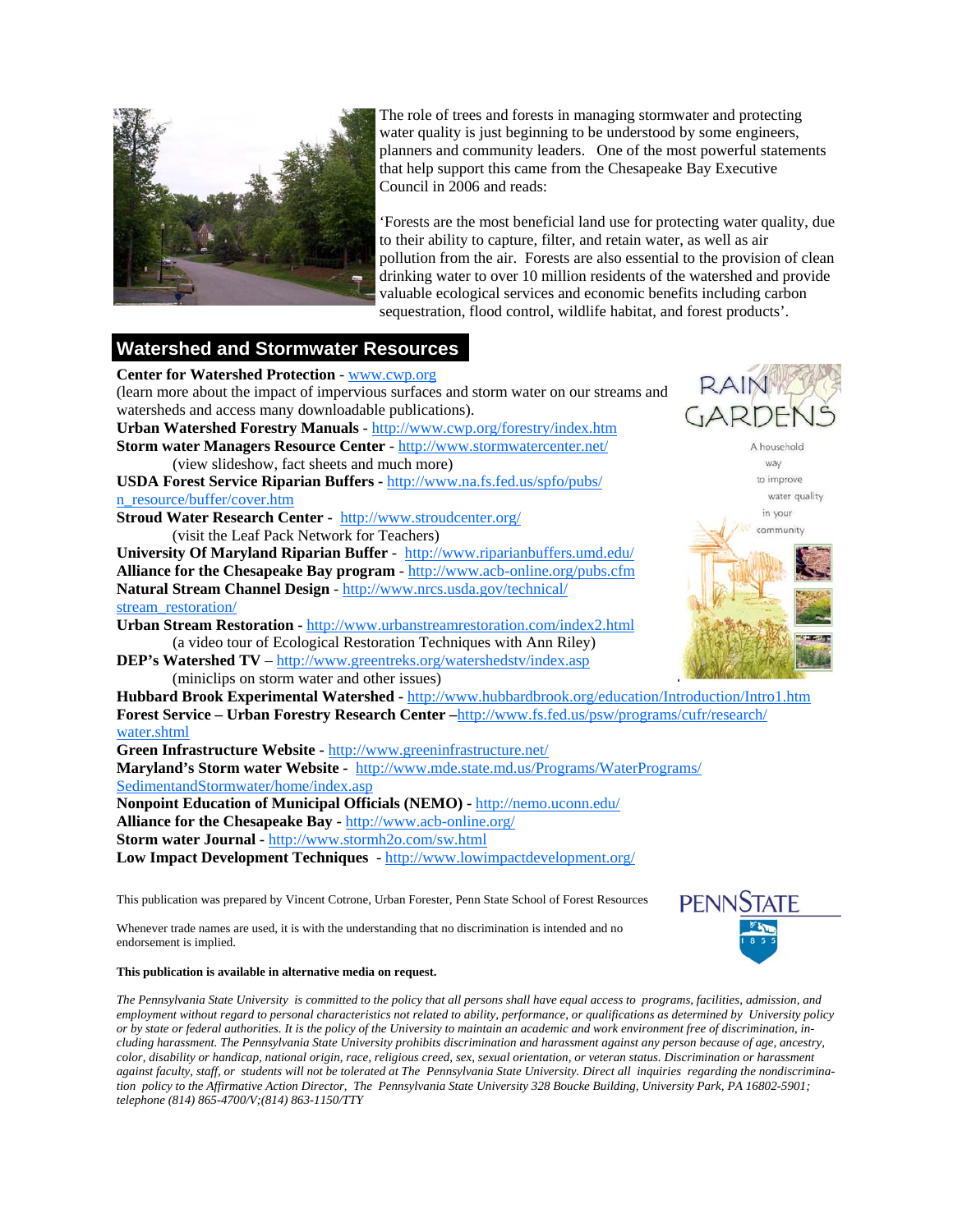The role of trees and forests in managing stormwater and protecting water quality is just beginning to be understood by some engineers, planners and community leaders. One of the most powerful statements that help support this came from the Chesapeake Bay Executive Council in 2006 and reads:

'Forests are the most beneficial land use for protecting water quality, due to their ability to capture, filter, and retain water, as well as air pollution from the air. Forests are also essential to the provision of clean drinking water to over 10 million residents of the watershed and provide valuable ecological services and economic benefits including carbon sequestration, flood control, wildlife habitat, and forest products'.

## Watershed and Stormwater Resources

**Center for Watershed Protection** - www.cwp.org
(learn more about the impact of impervious surfaces and storm water on our streams and watersheds and access many downloadable publications).
**Urban Watershed Forestry Manuals** - http://www.cwp.org/forestry/index.htm
**Storm water Managers Resource Center** - http://www.stormwatercenter.net/
(view slideshow, fact sheets and much more)
**USDA Forest Service Riparian Buffers** - http://www.na.fs.fed.us/spfo/pubs/n_resource/buffer/cover.htm
**Stroud Water Research Center** - http://www.stroudcenter.org/
(visit the Leaf Pack Network for Teachers)
**University Of Maryland Riparian Buffer** - http://www.riparianbuffers.umd.edu/
**Alliance for the Chesapeake Bay program** - http://www.acb-online.org/pubs.cfm
**Natural Stream Channel Design** - http://www.nrcs.usda.gov/technical/stream_restoration/
**Urban Stream Restoration** - http://www.urbanstreamrestoration.com/index2.html
(a video tour of Ecological Restoration Techniques with Ann Riley)
**DEP's Watershed TV** – http://www.greentreks.org/watershedstv/index.asp
(miniclips on storm water and other issues)
**Hubbard Brook Experimental Watershed** - http://www.hubbardbrook.org/education/Introduction/Intro1.htm
**Forest Service – Urban Forestry Research Center** –http://www.fs.fed.us/psw/programs/cufr/research/water.shtml
**Green Infrastructure Website** - http://www.greeninfrastructure.net/
**Maryland's Storm water Website** - http://www.mde.state.md.us/Programs/WaterPrograms/SedimentandStormwater/home/index.asp
**Nonpoint Education of Municipal Officials (NEMO)** - http://nemo.uconn.edu/
**Alliance for the Chesapeake Bay** - http://www.acb-online.org/
**Storm water Journal** - http://www.stormh2o.com/sw.html
**Low Impact Development Techniques** - http://www.lowimpactdevelopment.org/

RAIN GARDENS

A household way to improve water quality in your community

This publication was prepared by Vincent Cotrone, Urban Forester, Penn State School of Forest Resources

Whenever trade names are used, it is with the understanding that no discrimination is intended and no endorsement is implied.

**This publication is available in alternative media on request.**

*The Pennsylvania State University is committed to the policy that all persons shall have equal access to programs, facilities, admission, and employment without regard to personal characteristics not related to ability, performance, or qualifications as determined by University policy or by state or federal authorities. It is the policy of the University to maintain an academic and work environment free of discrimination, including harassment. The Pennsylvania State University prohibits discrimination and harassment against any person because of age, ancestry, color, disability or handicap, national origin, race, religious creed, sex, sexual orientation, or veteran status. Discrimination or harassment against faculty, staff, or students will not be tolerated at The Pennsylvania State University. Direct all inquiries regarding the nondiscrimination policy to the Affirmative Action Director, The Pennsylvania State University 328 Boucke Building, University Park, PA 16802-5901; telephone (814) 865-4700/V;(814) 863-1150/TTY*